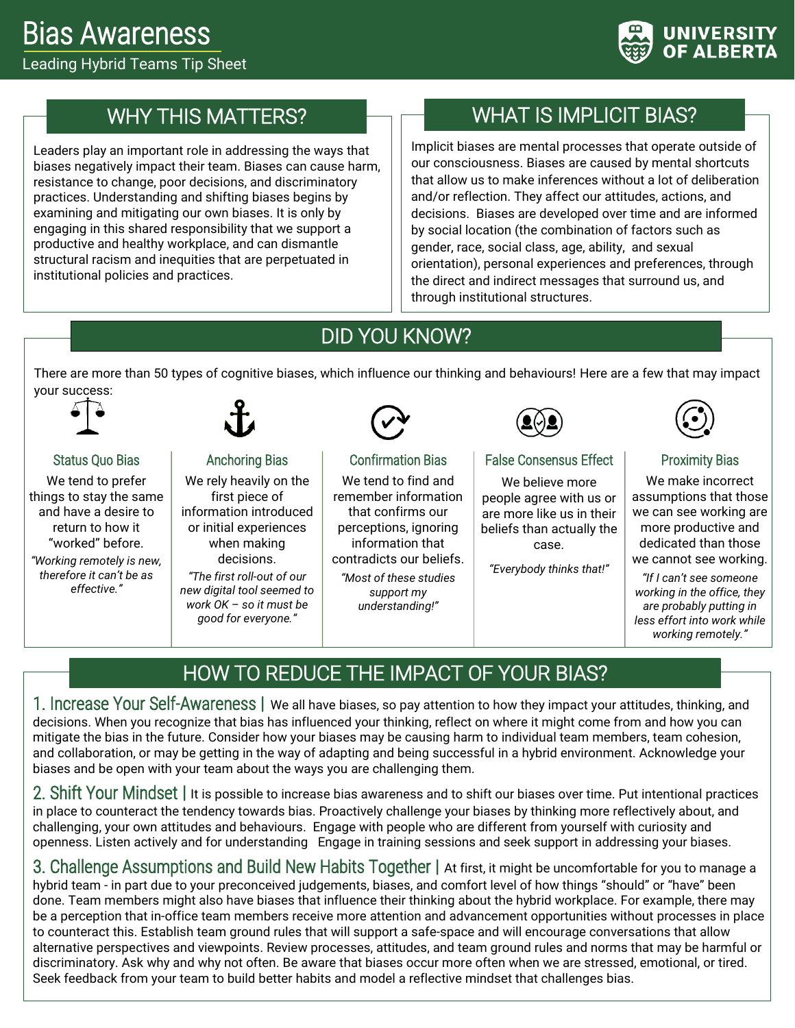# Bias Awareness

Leading Hybrid Teams Tip Sheet

UNIVERSITY OF ALBERTA

## WHY THIS MATTERS?

Leaders play an important role in addressing the ways that biases negatively impact their team. Biases can cause harm, resistance to change, poor decisions, and discriminatory practices. Understanding and shifting biases begins by examining and mitigating our own biases. It is only by engaging in this shared responsibility that we support a productive and healthy workplace, and can dismantle structural racism and inequities that are perpetuated in institutional policies and practices.

## WHAT IS IMPLICIT BIAS?

Implicit biases are mental processes that operate outside of our consciousness. Biases are caused by mental shortcuts that allow us to make inferences without a lot of deliberation and/or reflection. They affect our attitudes, actions, and decisions. Biases are developed over time and are informed by social location (the combination of factors such as gender, race, social class, age, ability, and sexual orientation), personal experiences and preferences, through the direct and indirect messages that surround us, and through institutional structures.

## DID YOU KNOW?

There are more than 50 types of cognitive biases, which influence our thinking and behaviours! Here are a few that may impact your success:

### Status Quo Bias

We tend to prefer things to stay the same and have a desire to return to how it "worked" before.

*"Working remotely is new, therefore it can't be as effective."*

### Anchoring Bias

We rely heavily on the first piece of information introduced or initial experiences when making decisions.

*"The first roll-out of our new digital tool seemed to work OK – so it must be good for everyone."*

### Confirmation Bias

We tend to find and remember information that confirms our perceptions, ignoring information that contradicts our beliefs.

*"Most of these studies support my understanding!"*

### False Consensus Effect

We believe more people agree with us or are more like us in their beliefs than actually the case.

*"Everybody thinks that!"*

### Proximity Bias

We make incorrect assumptions that those we can see working are more productive and dedicated than those we cannot see working.

*"If I can't see someone working in the office, they are probably putting in less effort into work while working remotely."*

## HOW TO REDUCE THE IMPACT OF YOUR BIAS?

**1. Increase Your Self-Awareness |** We all have biases, so pay attention to how they impact your attitudes, thinking, and decisions. When you recognize that bias has influenced your thinking, reflect on where it might come from and how you can mitigate the bias in the future. Consider how your biases may be causing harm to individual team members, team cohesion, and collaboration, or may be getting in the way of adapting and being successful in a hybrid environment. Acknowledge your biases and be open with your team about the ways you are challenging them.

**2. Shift Your Mindset |** It is possible to increase bias awareness and to shift our biases over time. Put intentional practices in place to counteract the tendency towards bias. Proactively challenge your biases by thinking more reflectively about, and challenging, your own attitudes and behaviours. Engage with people who are different from yourself with curiosity and openness. Listen actively and for understanding Engage in training sessions and seek support in addressing your biases.

**3. Challenge Assumptions and Build New Habits Together |** At first, it might be uncomfortable for you to manage a hybrid team - in part due to your preconceived judgements, biases, and comfort level of how things "should" or "have" been done. Team members might also have biases that influence their thinking about the hybrid workplace. For example, there may be a perception that in-office team members receive more attention and advancement opportunities without processes in place to counteract this. Establish team ground rules that will support a safe-space and will encourage conversations that allow alternative perspectives and viewpoints. Review processes, attitudes, and team ground rules and norms that may be harmful or discriminatory. Ask why and why not often. Be aware that biases occur more often when we are stressed, emotional, or tired. Seek feedback from your team to build better habits and model a reflective mindset that challenges bias.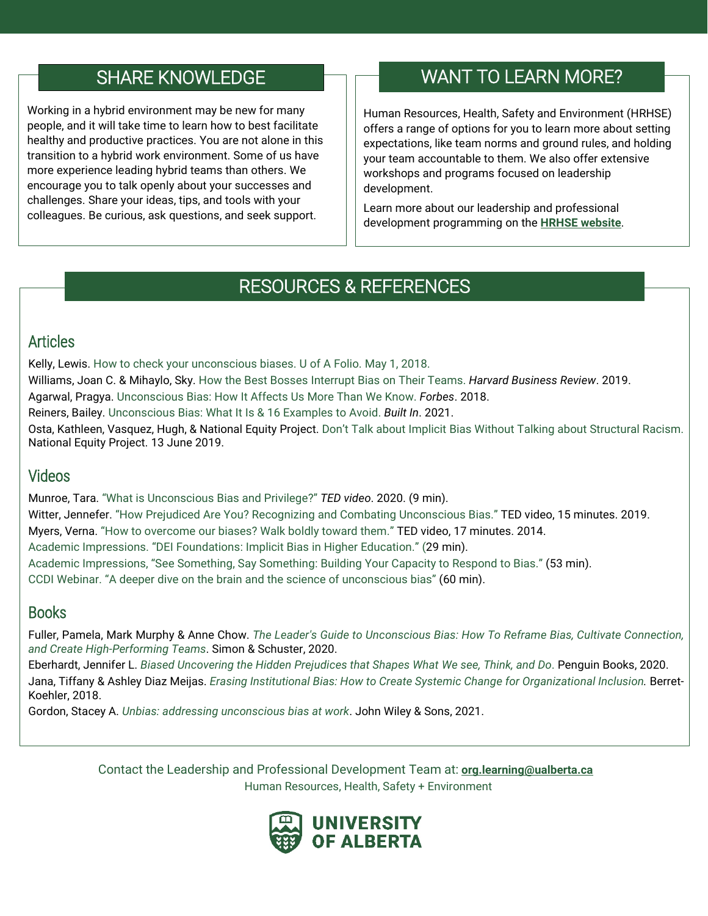## SHARE KNOWLEDGE

Working in a hybrid environment may be new for many people, and it will take time to learn how to best facilitate healthy and productive practices. You are not alone in this transition to a hybrid work environment. Some of us have more experience leading hybrid teams than others. We encourage you to talk openly about your successes and challenges. Share your ideas, tips, and tools with your colleagues. Be curious, ask questions, and seek support.

## WANT TO LEARN MORE?

Human Resources, Health, Safety and Environment (HRHSE) offers a range of options for you to learn more about setting expectations, like team norms and ground rules, and holding your team accountable to them. We also offer extensive workshops and programs focused on leadership development.

Learn more about our leadership and professional development programming on the **HRHSE website**.

## RESOURCES & REFERENCES

### Articles

Kelly, Lewis. How to check your unconscious biases. U of A Folio. May 1, 2018.
Williams, Joan C. & Mihaylo, Sky. How the Best Bosses Interrupt Bias on Their Teams. *Harvard Business Review*. 2019.
Agarwal, Pragya. Unconscious Bias: How It Affects Us More Than We Know. *Forbes*. 2018.
Reiners, Bailey. Unconscious Bias: What It Is & 16 Examples to Avoid. *Built In*. 2021.
Osta, Kathleen, Vasquez, Hugh, & National Equity Project. Don't Talk about Implicit Bias Without Talking about Structural Racism. National Equity Project. 13 June 2019.

### Videos

Munroe, Tara. "What is Unconscious Bias and Privilege?" *TED video*. 2020. (9 min).
Witter, Jennefer. "How Prejudiced Are You? Recognizing and Combating Unconscious Bias." TED video, 15 minutes. 2019.
Myers, Verna. "How to overcome our biases? Walk boldly toward them." TED video, 17 minutes. 2014.
Academic Impressions. "DEI Foundations: Implicit Bias in Higher Education." (29 min).
Academic Impressions, "See Something, Say Something: Building Your Capacity to Respond to Bias." (53 min).
CCDI Webinar. "A deeper dive on the brain and the science of unconscious bias" (60 min).

### Books

Fuller, Pamela, Mark Murphy & Anne Chow. *The Leader's Guide to Unconscious Bias: How To Reframe Bias, Cultivate Connection, and Create High-Performing Teams*. Simon & Schuster, 2020.
Eberhardt, Jennifer L. *Biased Uncovering the Hidden Prejudices that Shapes What We see, Think, and Do*. Penguin Books, 2020.
Jana, Tiffany & Ashley Diaz Meijas. *Erasing Institutional Bias: How to Create Systemic Change for Organizational Inclusion.* Berret-Koehler, 2018.
Gordon, Stacey A. *Unbias: addressing unconscious bias at work*. John Wiley & Sons, 2021.

Contact the Leadership and Professional Development Team at: **org.learning@ualberta.ca**
Human Resources, Health, Safety + Environment

UNIVERSITY OF ALBERTA